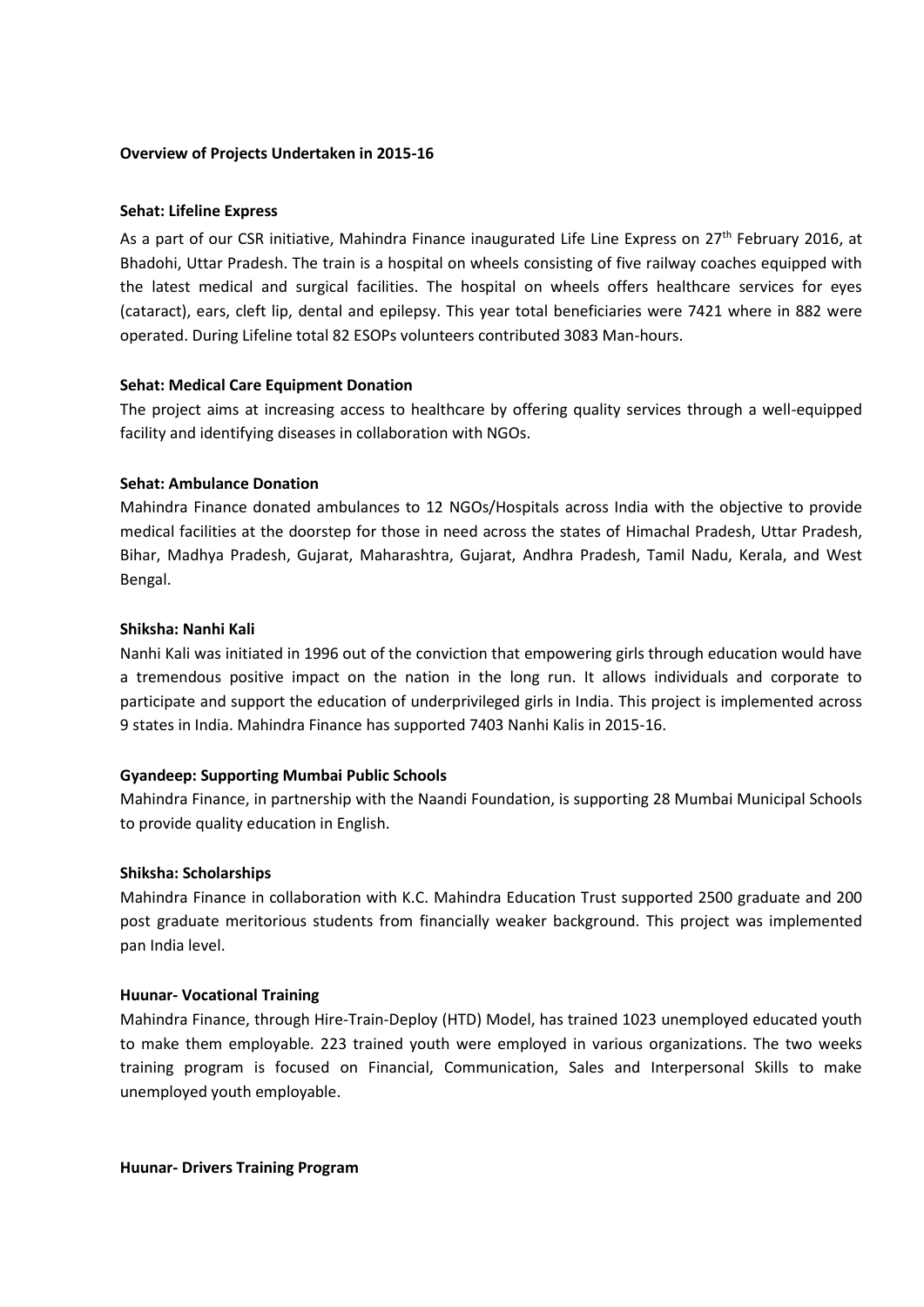**Overview of Projects Undertaken in 2015-16**

**Sehat: Lifeline Express**

As a part of our CSR initiative, Mahindra Finance inaugurated Life Line Express on 27th February 2016, at Bhadohi, Uttar Pradesh. The train is a hospital on wheels consisting of five railway coaches equipped with the latest medical and surgical facilities. The hospital on wheels offers healthcare services for eyes (cataract), ears, cleft lip, dental and epilepsy. This year total beneficiaries were 7421 where in 882 were operated. During Lifeline total 82 ESOPs volunteers contributed 3083 Man-hours.

**Sehat: Medical Care Equipment Donation**

The project aims at increasing access to healthcare by offering quality services through a well-equipped facility and identifying diseases in collaboration with NGOs.

**Sehat: Ambulance Donation**

Mahindra Finance donated ambulances to 12 NGOs/Hospitals across India with the objective to provide medical facilities at the doorstep for those in need across the states of Himachal Pradesh, Uttar Pradesh, Bihar, Madhya Pradesh, Gujarat, Maharashtra, Gujarat, Andhra Pradesh, Tamil Nadu, Kerala, and West Bengal.

**Shiksha: Nanhi Kali**

Nanhi Kali was initiated in 1996 out of the conviction that empowering girls through education would have a tremendous positive impact on the nation in the long run. It allows individuals and corporate to participate and support the education of underprivileged girls in India. This project is implemented across 9 states in India. Mahindra Finance has supported 7403 Nanhi Kalis in 2015-16.

**Gyandeep: Supporting Mumbai Public Schools**

Mahindra Finance, in partnership with the Naandi Foundation, is supporting 28 Mumbai Municipal Schools to provide quality education in English.

**Shiksha: Scholarships**

Mahindra Finance in collaboration with K.C. Mahindra Education Trust supported 2500 graduate and 200 post graduate meritorious students from financially weaker background. This project was implemented pan India level.

**Huunar- Vocational Training**

Mahindra Finance, through Hire-Train-Deploy (HTD) Model, has trained 1023 unemployed educated youth to make them employable. 223 trained youth were employed in various organizations. The two weeks training program is focused on Financial, Communication, Sales and Interpersonal Skills to make unemployed youth employable.

**Huunar- Drivers Training Program**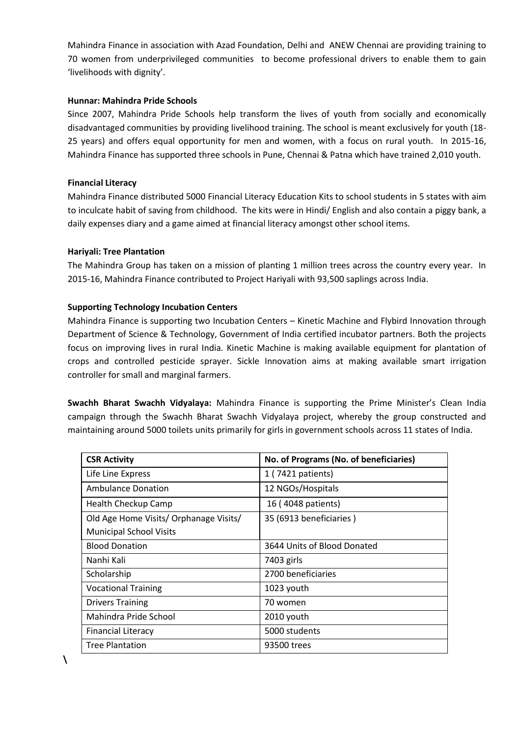Mahindra Finance in association with Azad Foundation, Delhi and ANEW Chennai are providing training to 70 women from underprivileged communities to become professional drivers to enable them to gain 'livelihoods with dignity'.

**Hunnar: Mahindra Pride Schools**

Since 2007, Mahindra Pride Schools help transform the lives of youth from socially and economically disadvantaged communities by providing livelihood training. The school is meant exclusively for youth (18-25 years) and offers equal opportunity for men and women, with a focus on rural youth. In 2015-16, Mahindra Finance has supported three schools in Pune, Chennai & Patna which have trained 2,010 youth.

**Financial Literacy**

Mahindra Finance distributed 5000 Financial Literacy Education Kits to school students in 5 states with aim to inculcate habit of saving from childhood. The kits were in Hindi/ English and also contain a piggy bank, a daily expenses diary and a game aimed at financial literacy amongst other school items.

**Hariyali: Tree Plantation**

The Mahindra Group has taken on a mission of planting 1 million trees across the country every year. In 2015-16, Mahindra Finance contributed to Project Hariyali with 93,500 saplings across India.

**Supporting Technology Incubation Centers**

Mahindra Finance is supporting two Incubation Centers – Kinetic Machine and Flybird Innovation through Department of Science & Technology, Government of India certified incubator partners. Both the projects focus on improving lives in rural India. Kinetic Machine is making available equipment for plantation of crops and controlled pesticide sprayer. Sickle Innovation aims at making available smart irrigation controller for small and marginal farmers.

**Swachh Bharat Swachh Vidyalaya:** Mahindra Finance is supporting the Prime Minister's Clean India campaign through the Swachh Bharat Swachh Vidyalaya project, whereby the group constructed and maintaining around 5000 toilets units primarily for girls in government schools across 11 states of India.

| CSR Activity | No. of Programs (No. of beneficiaries) |
|---|---|
| Life Line Express | 1 ( 7421 patients) |
| Ambulance Donation | 12 NGOs/Hospitals |
| Health Checkup Camp | 16 ( 4048 patients) |
| Old Age Home Visits/ Orphanage Visits/ Municipal School Visits | 35 (6913 beneficiaries ) |
| Blood Donation | 3644 Units of Blood Donated |
| Nanhi Kali | 7403 girls |
| Scholarship | 2700 beneficiaries |
| Vocational Training | 1023 youth |
| Drivers Training | 70 women |
| Mahindra Pride School | 2010 youth |
| Financial Literacy | 5000 students |
| Tree Plantation | 93500 trees |

\